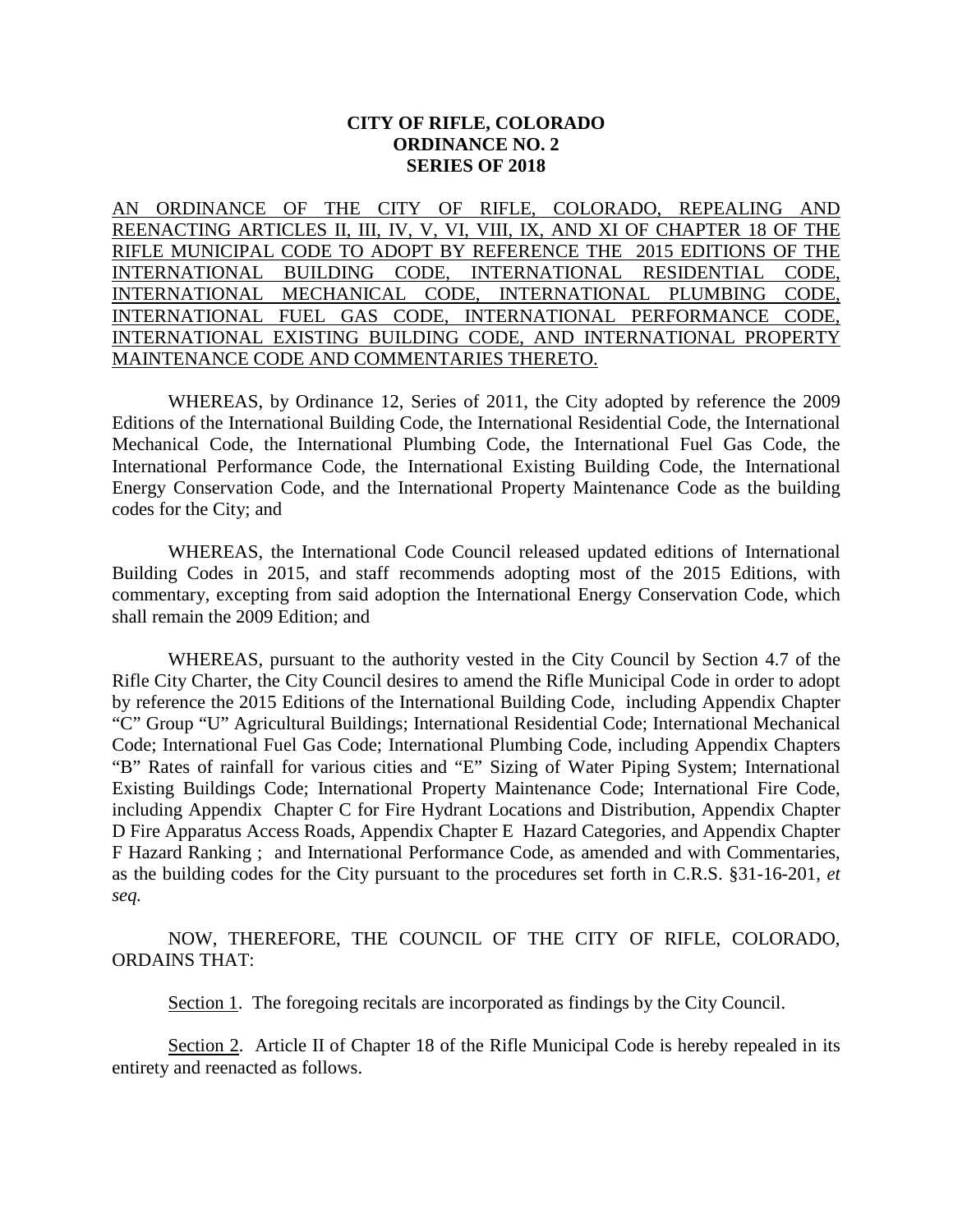**CITY OF RIFLE, COLORADO**
**ORDINANCE NO. 2**
**SERIES OF 2018**

<u>AN ORDINANCE OF THE CITY OF RIFLE, COLORADO, REPEALING AND REENACTING ARTICLES II, III, IV, V, VI, VIII, IX, AND XI OF CHAPTER 18 OF THE RIFLE MUNICIPAL CODE TO ADOPT BY REFERENCE THE 2015 EDITIONS OF THE INTERNATIONAL BUILDING CODE, INTERNATIONAL RESIDENTIAL CODE, INTERNATIONAL MECHANICAL CODE, INTERNATIONAL PLUMBING CODE, INTERNATIONAL FUEL GAS CODE, INTERNATIONAL PERFORMANCE CODE, INTERNATIONAL EXISTING BUILDING CODE, AND INTERNATIONAL PROPERTY MAINTENANCE CODE AND COMMENTARIES THERETO.</u>

WHEREAS, by Ordinance 12, Series of 2011, the City adopted by reference the 2009 Editions of the International Building Code, the International Residential Code, the International Mechanical Code, the International Plumbing Code, the International Fuel Gas Code, the International Performance Code, the International Existing Building Code, the International Energy Conservation Code, and the International Property Maintenance Code as the building codes for the City; and

WHEREAS, the International Code Council released updated editions of International Building Codes in 2015, and staff recommends adopting most of the 2015 Editions, with commentary, excepting from said adoption the International Energy Conservation Code, which shall remain the 2009 Edition; and

WHEREAS, pursuant to the authority vested in the City Council by Section 4.7 of the Rifle City Charter, the City Council desires to amend the Rifle Municipal Code in order to adopt by reference the 2015 Editions of the International Building Code, including Appendix Chapter "C" Group "U" Agricultural Buildings; International Residential Code; International Mechanical Code; International Fuel Gas Code; International Plumbing Code, including Appendix Chapters "B" Rates of rainfall for various cities and "E" Sizing of Water Piping System; International Existing Buildings Code; International Property Maintenance Code; International Fire Code, including Appendix Chapter C for Fire Hydrant Locations and Distribution, Appendix Chapter D Fire Apparatus Access Roads, Appendix Chapter E Hazard Categories, and Appendix Chapter F Hazard Ranking ; and International Performance Code, as amended and with Commentaries, as the building codes for the City pursuant to the procedures set forth in C.R.S. §31-16-201, *et seq.*

NOW, THEREFORE, THE COUNCIL OF THE CITY OF RIFLE, COLORADO, ORDAINS THAT:

<u>Section 1</u>. The foregoing recitals are incorporated as findings by the City Council.

<u>Section 2</u>. Article II of Chapter 18 of the Rifle Municipal Code is hereby repealed in its entirety and reenacted as follows.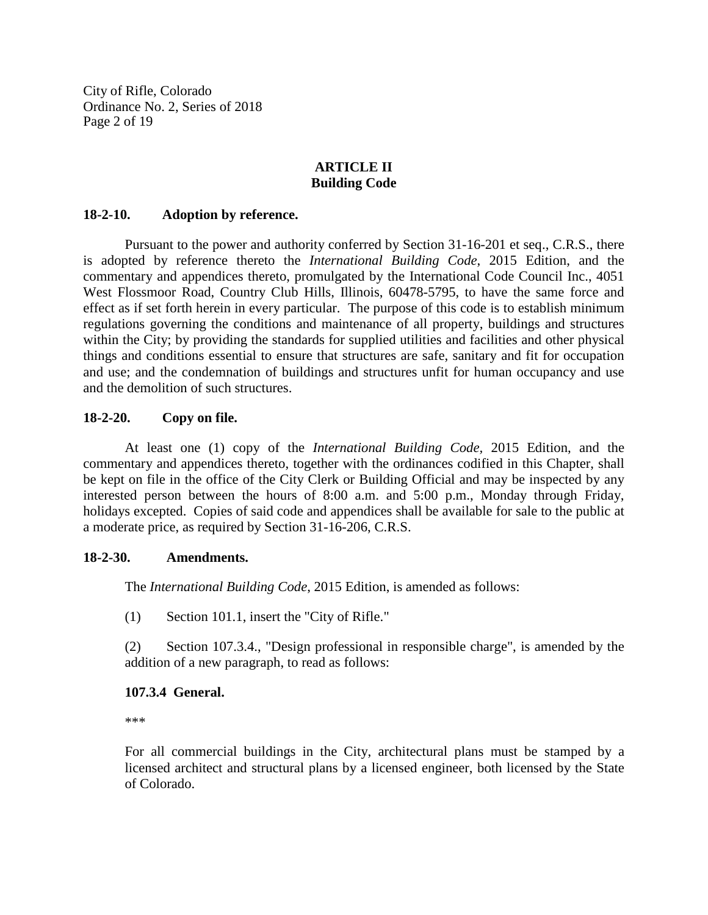## ARTICLE II
## Building Code

**18-2-10. Adopted by reference.**

Pursuant to the power and authority conferred by Section 31-16-201 et seq., C.R.S., there is adopted by reference thereto the *International Building Code*, 2015 Edition, and the commentary and appendices thereto, promulgated by the International Code Council Inc., 4051 West Flossmoor Road, Country Club Hills, Illinois, 60478-5795, to have the same force and effect as if set forth herein in every particular. The purpose of this code is to establish minimum regulations governing the conditions and maintenance of all property, buildings and structures within the City; by providing the standards for supplied utilities and facilities and other physical things and conditions essential to ensure that structures are safe, sanitary and fit for occupation and use; and the condemnation of buildings and structures unfit for human occupancy and use and the demolition of such structures.

**18-2-20. Copy on file.**

At least one (1) copy of the *International Building Code*, 2015 Edition, and the commentary and appendices thereto, together with the ordinances codified in this Chapter, shall be kept on file in the office of the City Clerk or Building Official and may be inspected by any interested person between the hours of 8:00 a.m. and 5:00 p.m., Monday through Friday, holidays excepted. Copies of said code and appendices shall be available for sale to the public at a moderate price, as required by Section 31-16-206, C.R.S.

**18-2-30. Amendments.**

The *International Building Code*, 2015 Edition, is amended as follows:

(1) Section 101.1, insert the "City of Rifle."

(2) Section 107.3.4., "Design professional in responsible charge", is amended by the addition of a new paragraph, to read as follows:

**107.3.4 General.**

***

For all commercial buildings in the City, architectural plans must be stamped by a licensed architect and structural plans by a licensed engineer, both licensed by the State of Colorado.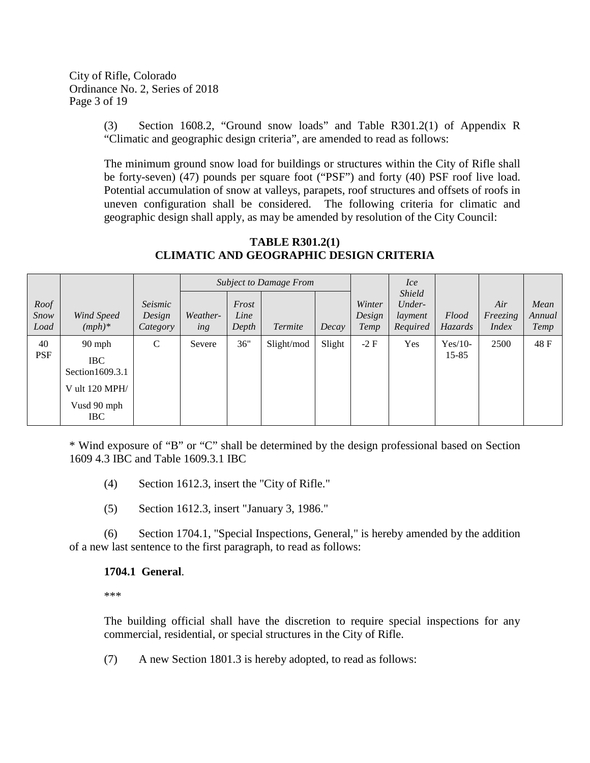(3) Section 1608.2, “Ground snow loads” and Table R301.2(1) of Appendix R “Climatic and geographic design criteria”, are amended to read as follows:

The minimum ground snow load for buildings or structures within the City of Rifle shall be forty-seven) (47) pounds per square foot (“PSF”) and forty (40) PSF roof live load. Potential accumulation of snow at valleys, parapets, roof structures and offsets of roofs in uneven configuration shall be considered. The following criteria for climatic and geographic design shall apply, as may be amended by resolution of the City Council:

**TABLE R301.2(1)**
**CLIMATIC AND GEOGRAPHIC DESIGN CRITERIA**

| *Roof Snow Load* | *Wind Speed (mph)** | *Seismic Design Category* | *Subject to Damage From* | | | | *Winter Design Temp* | *Ice Shield Under-layment Required* | *Flood Hazards* | *Air Freezing Index* | *Mean Annual Temp* |
|---|---|---|---|---|---|---|---|---|---|---|---|
| | | | *Weather-ing* | *Frost Line Depth* | *Termite* | *Decay* | | | | | |
| 40 PSF | 90 mph<br>IBC Section1609.3.1<br>V ult 120 MPH/<br>Vusd 90 mph IBC | C | Severe | 36" | Slight/mod | Slight | -2 F | Yes | Yes/10-15-85 | 2500 | 48 F |

* Wind exposure of “B” or “C” shall be determined by the design professional based on Section 1609 4.3 IBC and Table 1609.3.1 IBC

(4) Section 1612.3, insert the "City of Rifle."

(5) Section 1612.3, insert "January 3, 1986."

(6) Section 1704.1, "Special Inspections, General," is hereby amended by the addition of a new last sentence to the first paragraph, to read as follows:

**1704.1 General**.

***

The building official shall have the discretion to require special inspections for any commercial, residential, or special structures in the City of Rifle.

(7) A new Section 1801.3 is hereby adopted, to read as follows: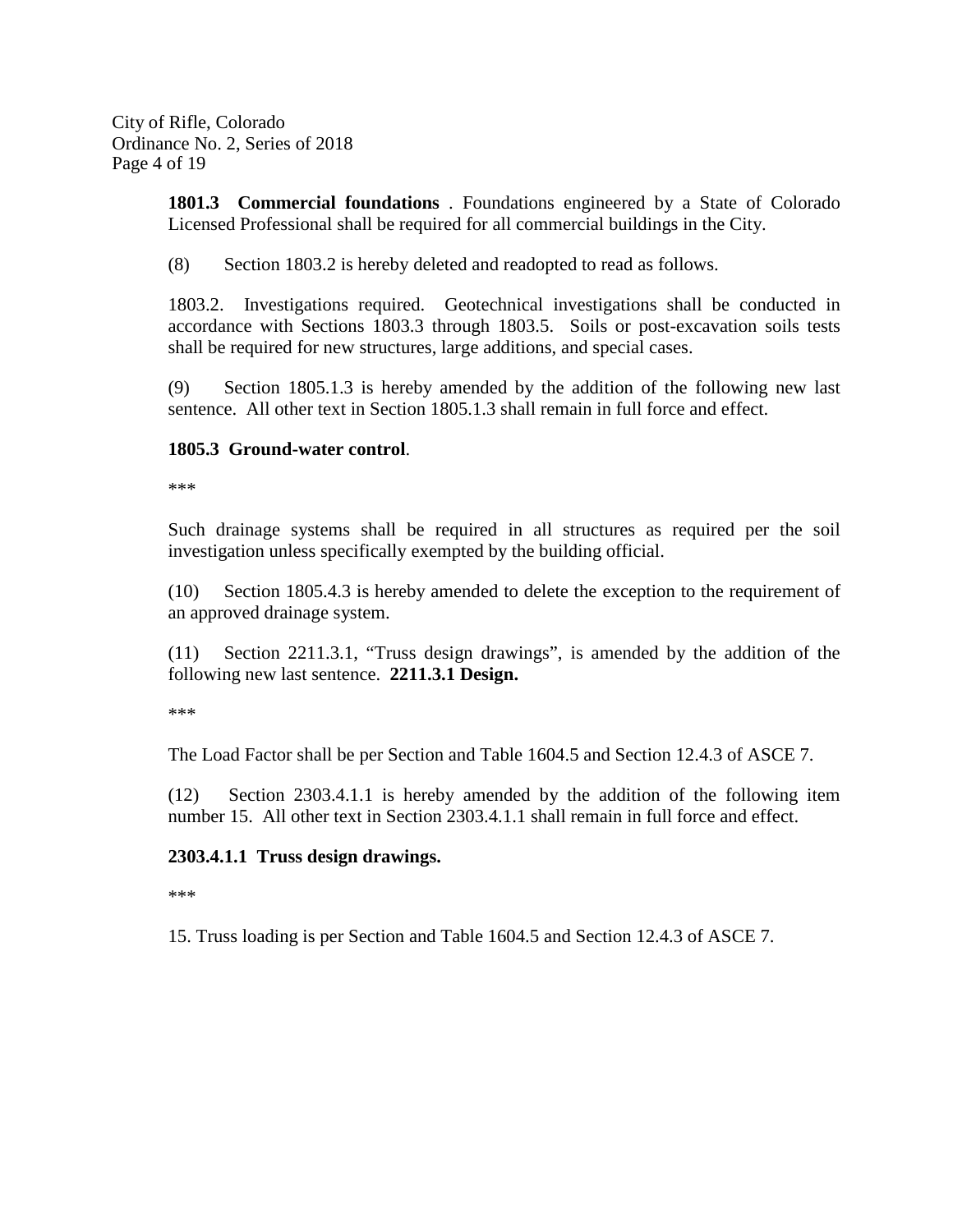**1801.3 Commercial foundations** . Foundations engineered by a State of Colorado Licensed Professional shall be required for all commercial buildings in the City.

(8) Section 1803.2 is hereby deleted and readopted to read as follows.

1803.2. Investigations required. Geotechnical investigations shall be conducted in accordance with Sections 1803.3 through 1803.5. Soils or post-excavation soils tests shall be required for new structures, large additions, and special cases.

(9) Section 1805.1.3 is hereby amended by the addition of the following new last sentence. All other text in Section 1805.1.3 shall remain in full force and effect.

**1805.3 Ground-water control**.

***

Such drainage systems shall be required in all structures as required per the soil investigation unless specifically exempted by the building official.

(10) Section 1805.4.3 is hereby amended to delete the exception to the requirement of an approved drainage system.

(11) Section 2211.3.1, "Truss design drawings", is amended by the addition of the following new last sentence. **2211.3.1 Design.**

***

The Load Factor shall be per Section and Table 1604.5 and Section 12.4.3 of ASCE 7.

(12) Section 2303.4.1.1 is hereby amended by the addition of the following item number 15. All other text in Section 2303.4.1.1 shall remain in full force and effect.

**2303.4.1.1 Truss design drawings.**

***

15. Truss loading is per Section and Table 1604.5 and Section 12.4.3 of ASCE 7.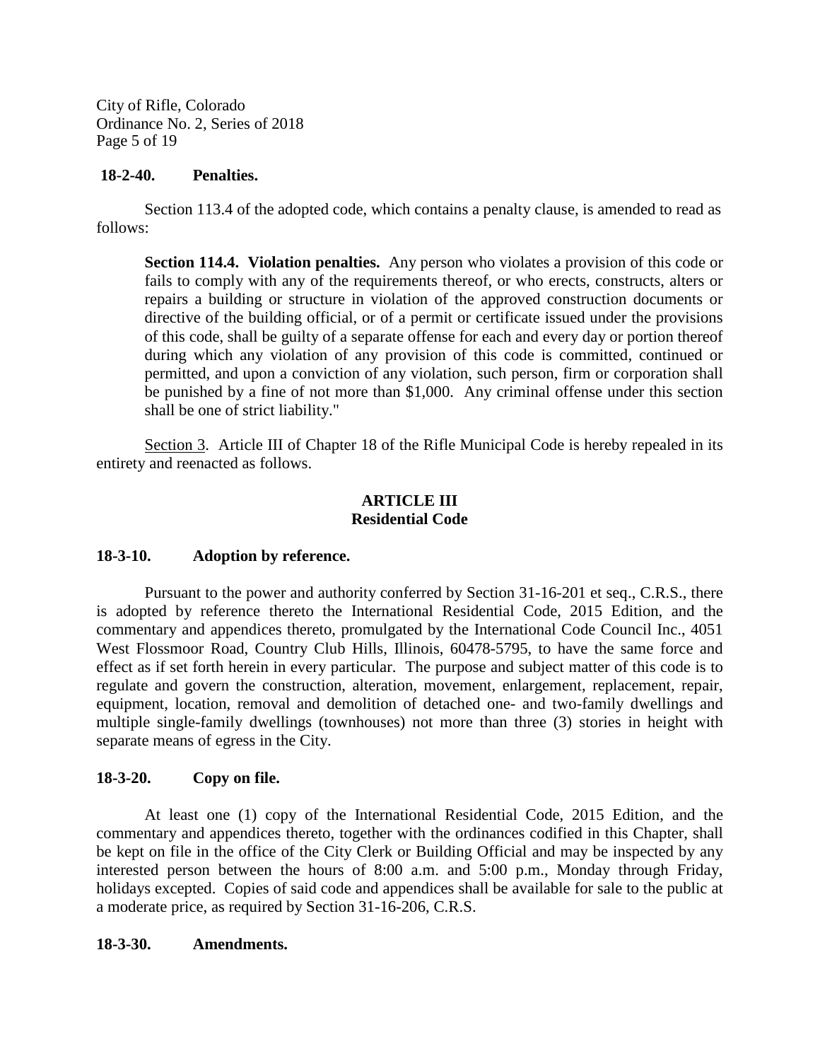**18-2-40. Penalties.**

Section 113.4 of the adopted code, which contains a penalty clause, is amended to read as follows:

> **Section 114.4. Violation penalties.** Any person who violates a provision of this code or fails to comply with any of the requirements thereof, or who erects, constructs, alters or repairs a building or structure in violation of the approved construction documents or directive of the building official, or of a permit or certificate issued under the provisions of this code, shall be guilty of a separate offense for each and every day or portion thereof during which any violation of any provision of this code is committed, continued or permitted, and upon a conviction of any violation, such person, firm or corporation shall be punished by a fine of not more than $1,000. Any criminal offense under this section shall be one of strict liability."

Section 3. Article III of Chapter 18 of the Rifle Municipal Code is hereby repealed in its entirety and reenacted as follows.

**ARTICLE III**
**Residential Code**

**18-3-10. Adoption by reference.**

Pursuant to the power and authority conferred by Section 31-16-201 et seq., C.R.S., there is adopted by reference thereto the International Residential Code, 2015 Edition, and the commentary and appendices thereto, promulgated by the International Code Council Inc., 4051 West Flossmoor Road, Country Club Hills, Illinois, 60478-5795, to have the same force and effect as if set forth herein in every particular. The purpose and subject matter of this code is to regulate and govern the construction, alteration, movement, enlargement, replacement, repair, equipment, location, removal and demolition of detached one- and two-family dwellings and multiple single-family dwellings (townhouses) not more than three (3) stories in height with separate means of egress in the City.

**18-3-20. Copy on file.**

At least one (1) copy of the International Residential Code, 2015 Edition, and the commentary and appendices thereto, together with the ordinances codified in this Chapter, shall be kept on file in the office of the City Clerk or Building Official and may be inspected by any interested person between the hours of 8:00 a.m. and 5:00 p.m., Monday through Friday, holidays excepted. Copies of said code and appendices shall be available for sale to the public at a moderate price, as required by Section 31-16-206, C.R.S.

**18-3-30. Amendments.**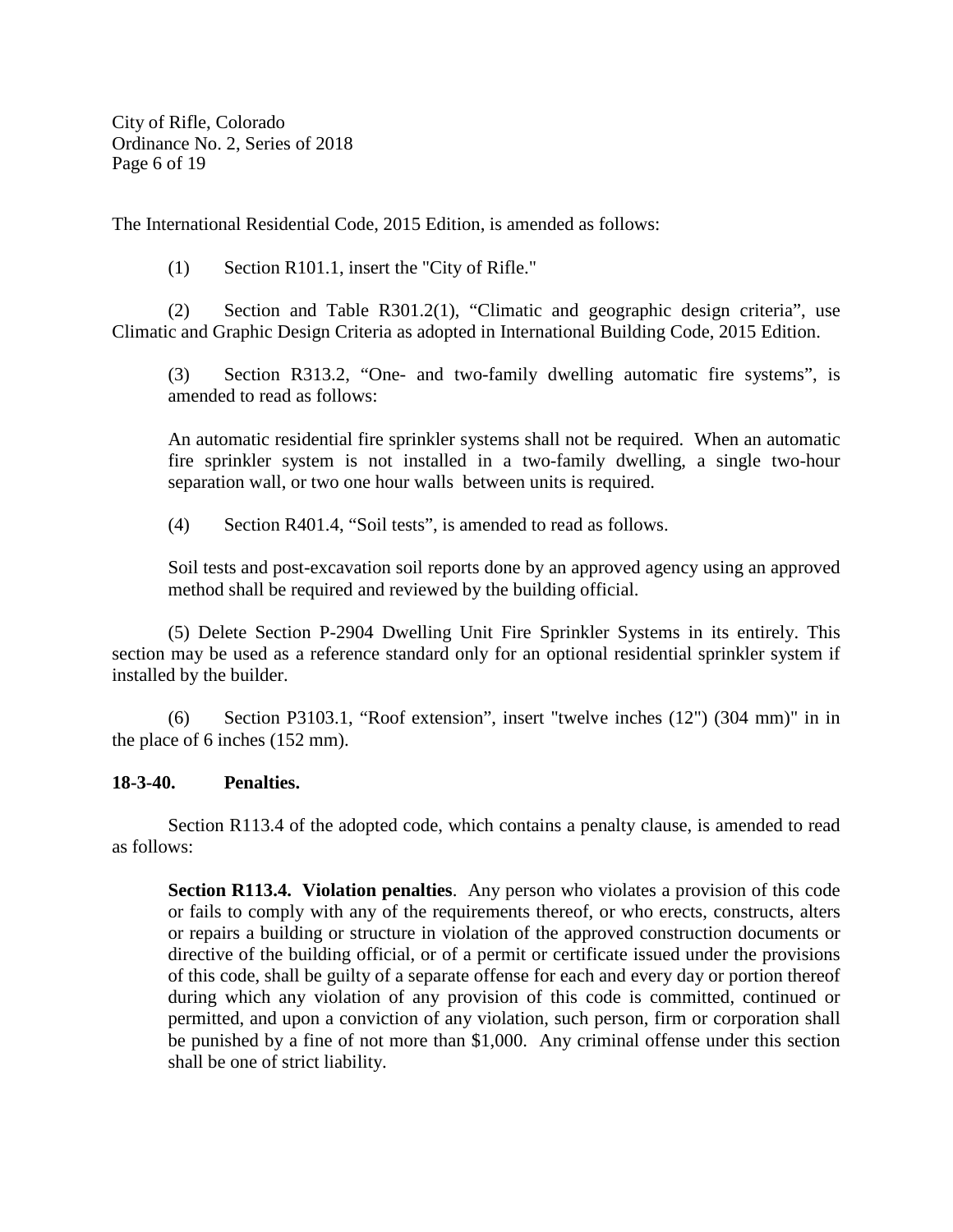The International Residential Code, 2015 Edition, is amended as follows:

(1) Section R101.1, insert the "City of Rifle."

(2) Section and Table R301.2(1), "Climatic and geographic design criteria", use Climatic and Graphic Design Criteria as adopted in International Building Code, 2015 Edition.

(3) Section R313.2, "One- and two-family dwelling automatic fire systems", is amended to read as follows:

> An automatic residential fire sprinkler systems shall not be required. When an automatic fire sprinkler system is not installed in a two-family dwelling, a single two-hour separation wall, or two one hour walls between units is required.

(4) Section R401.4, "Soil tests", is amended to read as follows.

> Soil tests and post-excavation soil reports done by an approved agency using an approved method shall be required and reviewed by the building official.

(5) Delete Section P-2904 Dwelling Unit Fire Sprinkler Systems in its entirely. This section may be used as a reference standard only for an optional residential sprinkler system if installed by the builder.

(6) Section P3103.1, "Roof extension", insert "twelve inches (12") (304 mm)" in in the place of 6 inches (152 mm).

**18-3-40. Penalties.**

Section R113.4 of the adopted code, which contains a penalty clause, is amended to read as follows:

> **Section R113.4. Violation penalties**. Any person who violates a provision of this code or fails to comply with any of the requirements thereof, or who erects, constructs, alters or repairs a building or structure in violation of the approved construction documents or directive of the building official, or of a permit or certificate issued under the provisions of this code, shall be guilty of a separate offense for each and every day or portion thereof during which any violation of any provision of this code is committed, continued or permitted, and upon a conviction of any violation, such person, firm or corporation shall be punished by a fine of not more than $1,000. Any criminal offense under this section shall be one of strict liability.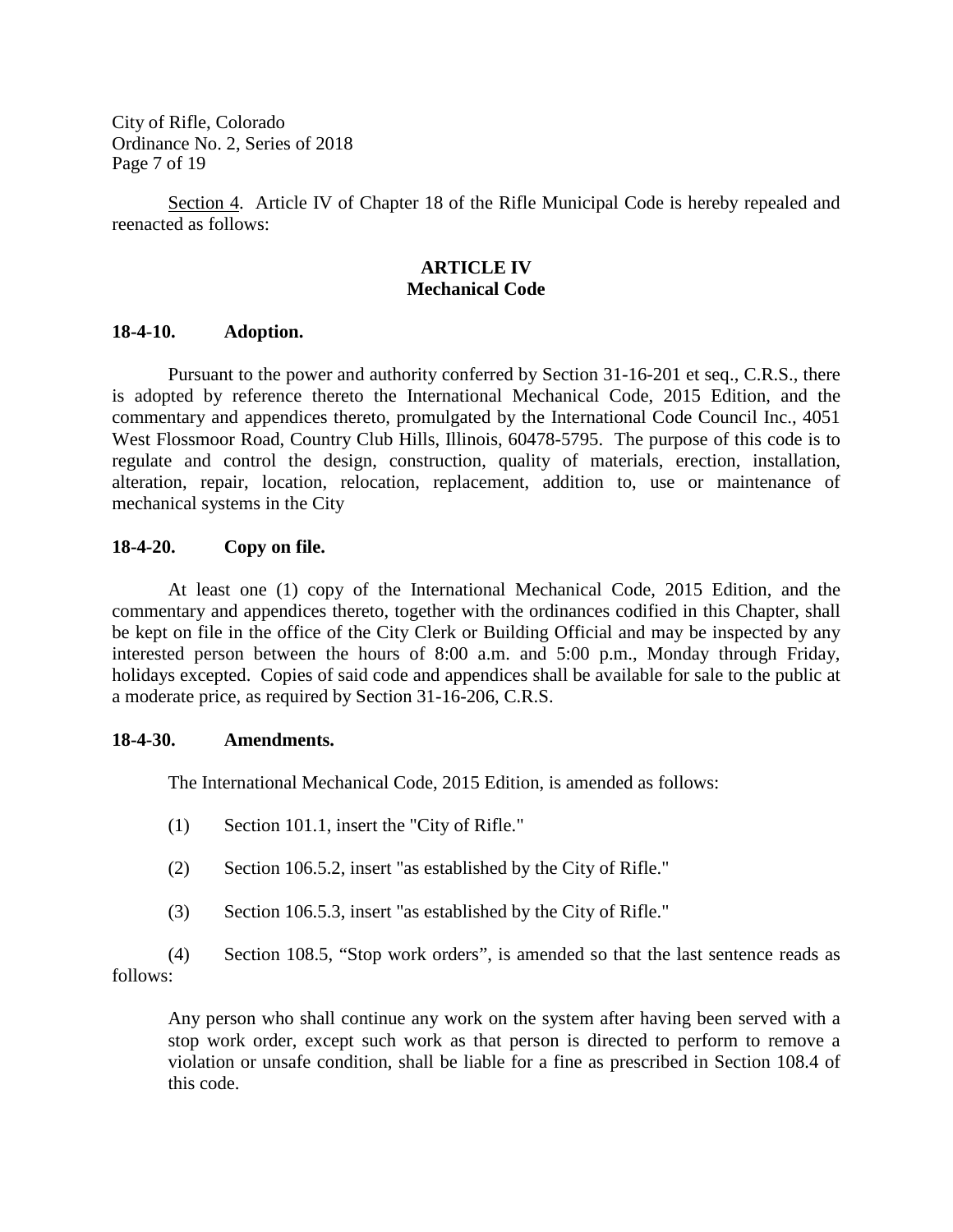Section 4. Article IV of Chapter 18 of the Rifle Municipal Code is hereby repealed and reenacted as follows:

## ARTICLE IV
## Mechanical Code

### 18-4-10. Adoption.

Pursuant to the power and authority conferred by Section 31-16-201 et seq., C.R.S., there is adopted by reference thereto the International Mechanical Code, 2015 Edition, and the commentary and appendices thereto, promulgated by the International Code Council Inc., 4051 West Flossmoor Road, Country Club Hills, Illinois, 60478-5795. The purpose of this code is to regulate and control the design, construction, quality of materials, erection, installation, alteration, repair, location, relocation, replacement, addition to, use or maintenance of mechanical systems in the City

### 18-4-20. Copy on file.

At least one (1) copy of the International Mechanical Code, 2015 Edition, and the commentary and appendices thereto, together with the ordinances codified in this Chapter, shall be kept on file in the office of the City Clerk or Building Official and may be inspected by any interested person between the hours of 8:00 a.m. and 5:00 p.m., Monday through Friday, holidays excepted. Copies of said code and appendices shall be available for sale to the public at a moderate price, as required by Section 31-16-206, C.R.S.

### 18-4-30. Amendments.

The International Mechanical Code, 2015 Edition, is amended as follows:

(1) Section 101.1, insert the "City of Rifle."

(2) Section 106.5.2, insert "as established by the City of Rifle."

(3) Section 106.5.3, insert "as established by the City of Rifle."

(4) Section 108.5, "Stop work orders", is amended so that the last sentence reads as follows:

> Any person who shall continue any work on the system after having been served with a stop work order, except such work as that person is directed to perform to remove a violation or unsafe condition, shall be liable for a fine as prescribed in Section 108.4 of this code.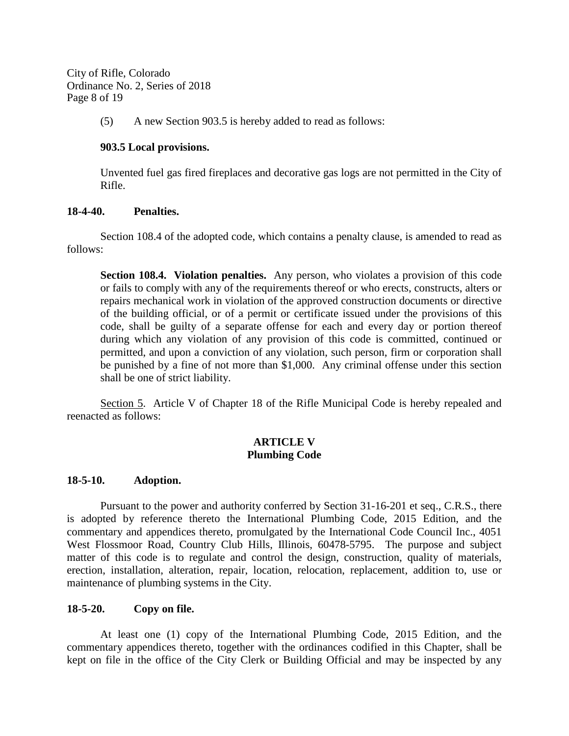(5) A new Section 903.5 is hereby added to read as follows:

**903.5 Local provisions.**

Unvented fuel gas fired fireplaces and decorative gas logs are not permitted in the City of Rifle.

**18-4-40. Penalties.**

Section 108.4 of the adopted code, which contains a penalty clause, is amended to read as follows:

> **Section 108.4. Violation penalties.** Any person, who violates a provision of this code or fails to comply with any of the requirements thereof or who erects, constructs, alters or repairs mechanical work in violation of the approved construction documents or directive of the building official, or of a permit or certificate issued under the provisions of this code, shall be guilty of a separate offense for each and every day or portion thereof during which any violation of any provision of this code is committed, continued or permitted, and upon a conviction of any violation, such person, firm or corporation shall be punished by a fine of not more than $1,000. Any criminal offense under this section shall be one of strict liability.

<u>Section 5</u>. Article V of Chapter 18 of the Rifle Municipal Code is hereby repealed and reenacted as follows:

## ARTICLE V
## Plumbing Code

**18-5-10. Adoption.**

Pursuant to the power and authority conferred by Section 31-16-201 et seq., C.R.S., there is adopted by reference thereto the International Plumbing Code, 2015 Edition, and the commentary and appendices thereto, promulgated by the International Code Council Inc., 4051 West Flossmoor Road, Country Club Hills, Illinois, 60478-5795. The purpose and subject matter of this code is to regulate and control the design, construction, quality of materials, erection, installation, alteration, repair, location, relocation, replacement, addition to, use or maintenance of plumbing systems in the City.

**18-5-20. Copy on file.**

At least one (1) copy of the International Plumbing Code, 2015 Edition, and the commentary appendices thereto, together with the ordinances codified in this Chapter, shall be kept on file in the office of the City Clerk or Building Official and may be inspected by any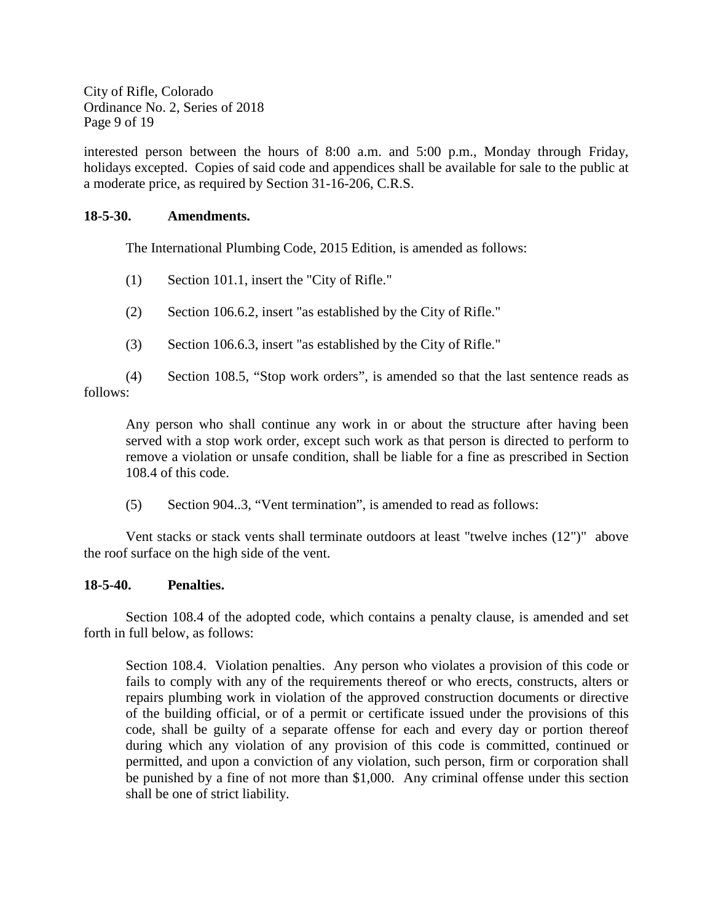interested person between the hours of 8:00 a.m. and 5:00 p.m., Monday through Friday, holidays excepted. Copies of said code and appendices shall be available for sale to the public at a moderate price, as required by Section 31-16-206, C.R.S.

**18-5-30. Amendments.**

The International Plumbing Code, 2015 Edition, is amended as follows:

(1) Section 101.1, insert the "City of Rifle."

(2) Section 106.6.2, insert "as established by the City of Rifle."

(3) Section 106.6.3, insert "as established by the City of Rifle."

(4) Section 108.5, "Stop work orders", is amended so that the last sentence reads as follows:

> Any person who shall continue any work in or about the structure after having been served with a stop work order, except such work as that person is directed to perform to remove a violation or unsafe condition, shall be liable for a fine as prescribed in Section 108.4 of this code.

(5) Section 904..3, "Vent termination", is amended to read as follows:

Vent stacks or stack vents shall terminate outdoors at least "twelve inches (12")" above the roof surface on the high side of the vent.

**18-5-40. Penalties.**

Section 108.4 of the adopted code, which contains a penalty clause, is amended and set forth in full below, as follows:

> Section 108.4. Violation penalties. Any person who violates a provision of this code or fails to comply with any of the requirements thereof or who erects, constructs, alters or repairs plumbing work in violation of the approved construction documents or directive of the building official, or of a permit or certificate issued under the provisions of this code, shall be guilty of a separate offense for each and every day or portion thereof during which any violation of any provision of this code is committed, continued or permitted, and upon a conviction of any violation, such person, firm or corporation shall be punished by a fine of not more than $1,000. Any criminal offense under this section shall be one of strict liability.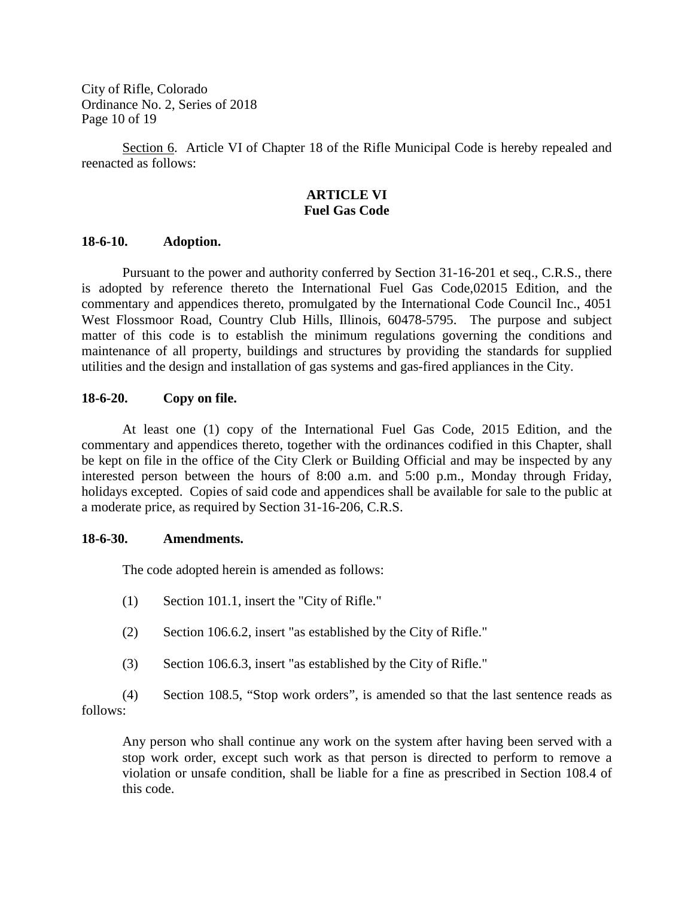Section 6. Article VI of Chapter 18 of the Rifle Municipal Code is hereby repealed and reenacted as follows:

## ARTICLE VI
## Fuel Gas Code

**18-6-10. Adoption.**

Pursuant to the power and authority conferred by Section 31-16-201 et seq., C.R.S., there is adopted by reference thereto the International Fuel Gas Code,02015 Edition, and the commentary and appendices thereto, promulgated by the International Code Council Inc., 4051 West Flossmoor Road, Country Club Hills, Illinois, 60478-5795. The purpose and subject matter of this code is to establish the minimum regulations governing the conditions and maintenance of all property, buildings and structures by providing the standards for supplied utilities and the design and installation of gas systems and gas-fired appliances in the City.

**18-6-20. Copy on file.**

At least one (1) copy of the International Fuel Gas Code, 2015 Edition, and the commentary and appendices thereto, together with the ordinances codified in this Chapter, shall be kept on file in the office of the City Clerk or Building Official and may be inspected by any interested person between the hours of 8:00 a.m. and 5:00 p.m., Monday through Friday, holidays excepted. Copies of said code and appendices shall be available for sale to the public at a moderate price, as required by Section 31-16-206, C.R.S.

**18-6-30. Amendments.**

The code adopted herein is amended as follows:

(1) Section 101.1, insert the "City of Rifle."

(2) Section 106.6.2, insert "as established by the City of Rifle."

(3) Section 106.6.3, insert "as established by the City of Rifle."

(4) Section 108.5, "Stop work orders", is amended so that the last sentence reads as follows:

> Any person who shall continue any work on the system after having been served with a stop work order, except such work as that person is directed to perform to remove a violation or unsafe condition, shall be liable for a fine as prescribed in Section 108.4 of this code.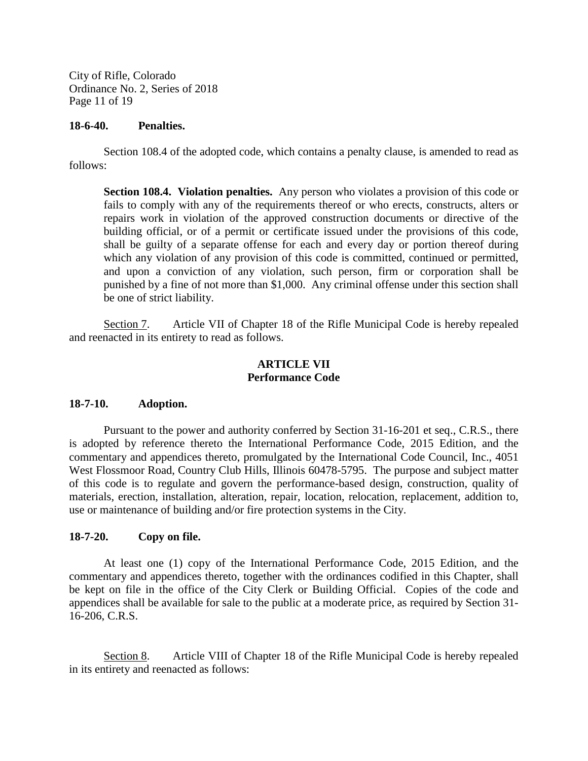**18-6-40. Penalties.**

Section 108.4 of the adopted code, which contains a penalty clause, is amended to read as follows:

> **Section 108.4. Violation penalties.** Any person who violates a provision of this code or fails to comply with any of the requirements thereof or who erects, constructs, alters or repairs work in violation of the approved construction documents or directive of the building official, or of a permit or certificate issued under the provisions of this code, shall be guilty of a separate offense for each and every day or portion thereof during which any violation of any provision of this code is committed, continued or permitted, and upon a conviction of any violation, such person, firm or corporation shall be punished by a fine of not more than $1,000. Any criminal offense under this section shall be one of strict liability.

Section 7. Article VII of Chapter 18 of the Rifle Municipal Code is hereby repealed and reenacted in its entirety to read as follows.

## ARTICLE VII
## Performance Code

**18-7-10. Adoption.**

Pursuant to the power and authority conferred by Section 31-16-201 et seq., C.R.S., there is adopted by reference thereto the International Performance Code, 2015 Edition, and the commentary and appendices thereto, promulgated by the International Code Council, Inc., 4051 West Flossmoor Road, Country Club Hills, Illinois 60478-5795. The purpose and subject matter of this code is to regulate and govern the performance-based design, construction, quality of materials, erection, installation, alteration, repair, location, relocation, replacement, addition to, use or maintenance of building and/or fire protection systems in the City.

**18-7-20. Copy on file.**

At least one (1) copy of the International Performance Code, 2015 Edition, and the commentary and appendices thereto, together with the ordinances codified in this Chapter, shall be kept on file in the office of the City Clerk or Building Official. Copies of the code and appendices shall be available for sale to the public at a moderate price, as required by Section 31-16-206, C.R.S.

Section 8. Article VIII of Chapter 18 of the Rifle Municipal Code is hereby repealed in its entirety and reenacted as follows: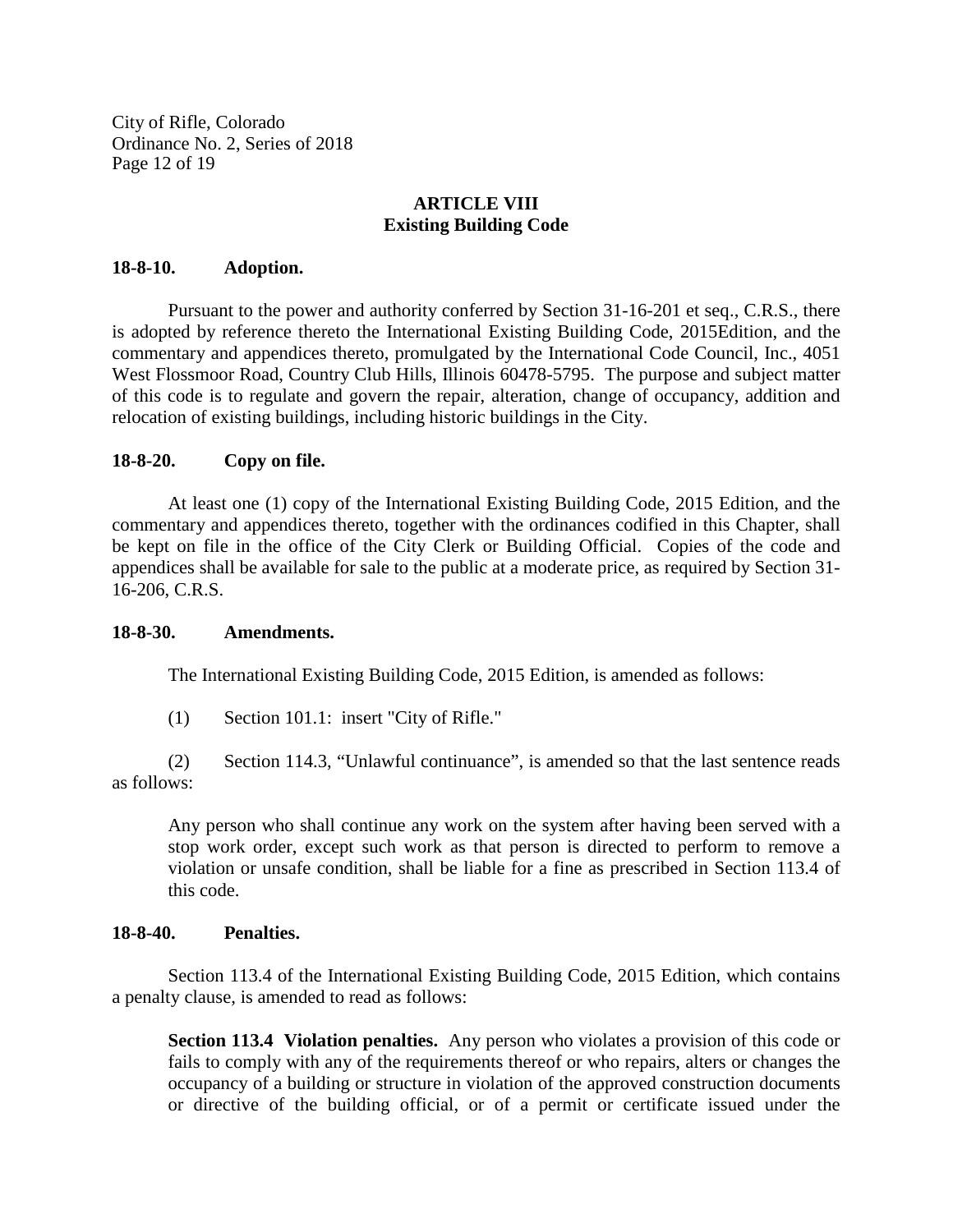## ARTICLE VIII
## Existing Building Code

**18-8-10. Adoption.**

Pursuant to the power and authority conferred by Section 31-16-201 et seq., C.R.S., there is adopted by reference thereto the International Existing Building Code, 2015Edition, and the commentary and appendices thereto, promulgated by the International Code Council, Inc., 4051 West Flossmoor Road, Country Club Hills, Illinois 60478-5795. The purpose and subject matter of this code is to regulate and govern the repair, alteration, change of occupancy, addition and relocation of existing buildings, including historic buildings in the City.

**18-8-20. Copy on file.**

At least one (1) copy of the International Existing Building Code, 2015 Edition, and the commentary and appendices thereto, together with the ordinances codified in this Chapter, shall be kept on file in the office of the City Clerk or Building Official. Copies of the code and appendices shall be available for sale to the public at a moderate price, as required by Section 31-16-206, C.R.S.

**18-8-30. Amendments.**

The International Existing Building Code, 2015 Edition, is amended as follows:

(1) Section 101.1: insert "City of Rifle."

(2) Section 114.3, "Unlawful continuance", is amended so that the last sentence reads as follows:

> Any person who shall continue any work on the system after having been served with a stop work order, except such work as that person is directed to perform to remove a violation or unsafe condition, shall be liable for a fine as prescribed in Section 113.4 of this code.

**18-8-40. Penalties.**

Section 113.4 of the International Existing Building Code, 2015 Edition, which contains a penalty clause, is amended to read as follows:

> **Section 113.4 Violation penalties.** Any person who violates a provision of this code or fails to comply with any of the requirements thereof or who repairs, alters or changes the occupancy of a building or structure in violation of the approved construction documents or directive of the building official, or of a permit or certificate issued under the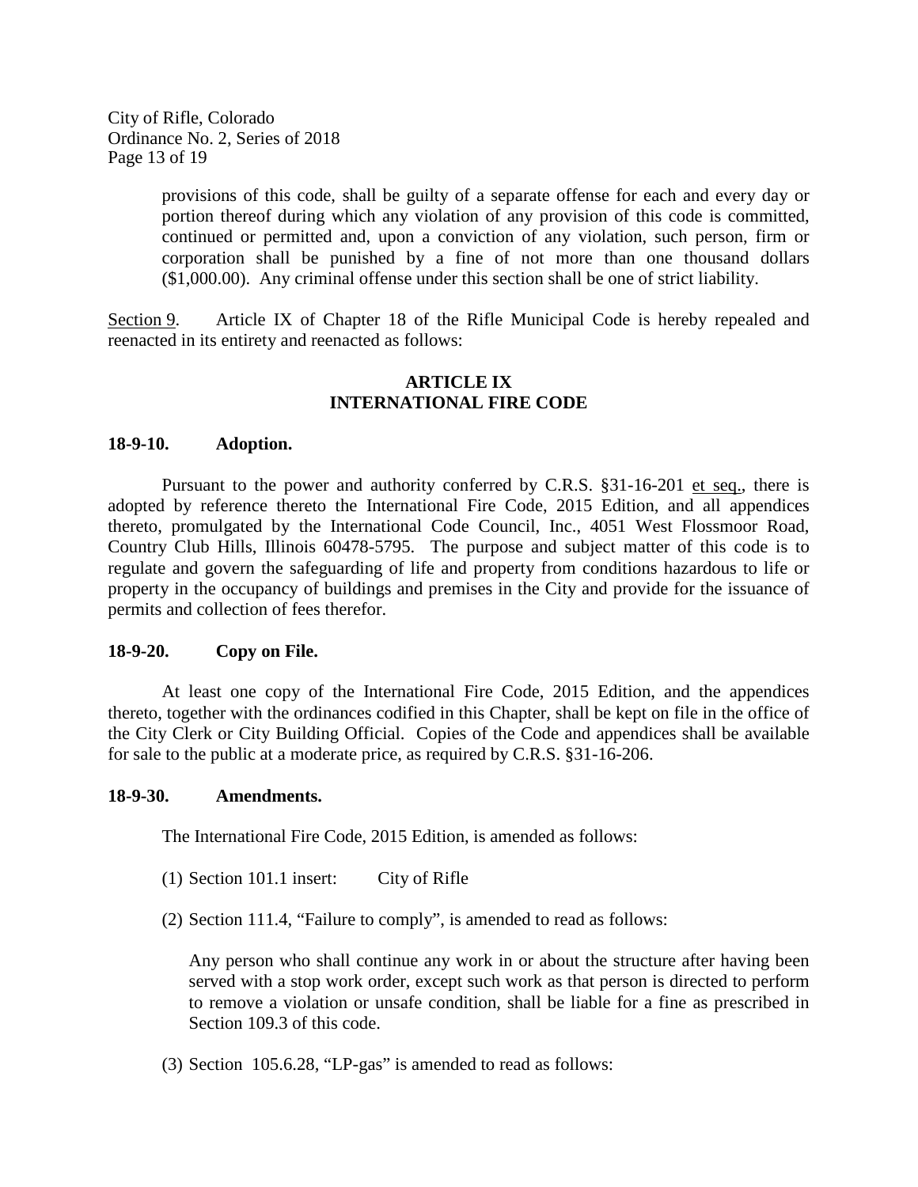provisions of this code, shall be guilty of a separate offense for each and every day or portion thereof during which any violation of any provision of this code is committed, continued or permitted and, upon a conviction of any violation, such person, firm or corporation shall be punished by a fine of not more than one thousand dollars ($1,000.00). Any criminal offense under this section shall be one of strict liability.

Section 9. Article IX of Chapter 18 of the Rifle Municipal Code is hereby repealed and reenacted in its entirety and reenacted as follows:

## ARTICLE IX
## INTERNATIONAL FIRE CODE

**18-9-10. Adoption.**

Pursuant to the power and authority conferred by C.R.S. §31-16-201 et seq., there is adopted by reference thereto the International Fire Code, 2015 Edition, and all appendices thereto, promulgated by the International Code Council, Inc., 4051 West Flossmoor Road, Country Club Hills, Illinois 60478-5795. The purpose and subject matter of this code is to regulate and govern the safeguarding of life and property from conditions hazardous to life or property in the occupancy of buildings and premises in the City and provide for the issuance of permits and collection of fees therefor.

**18-9-20. Copy on File.**

At least one copy of the International Fire Code, 2015 Edition, and the appendices thereto, together with the ordinances codified in this Chapter, shall be kept on file in the office of the City Clerk or City Building Official. Copies of the Code and appendices shall be available for sale to the public at a moderate price, as required by C.R.S. §31-16-206.

**18-9-30. Amendments.**

The International Fire Code, 2015 Edition, is amended as follows:

(1) Section 101.1 insert: City of Rifle

(2) Section 111.4, "Failure to comply", is amended to read as follows:

Any person who shall continue any work in or about the structure after having been served with a stop work order, except such work as that person is directed to perform to remove a violation or unsafe condition, shall be liable for a fine as prescribed in Section 109.3 of this code.

(3) Section 105.6.28, "LP-gas" is amended to read as follows: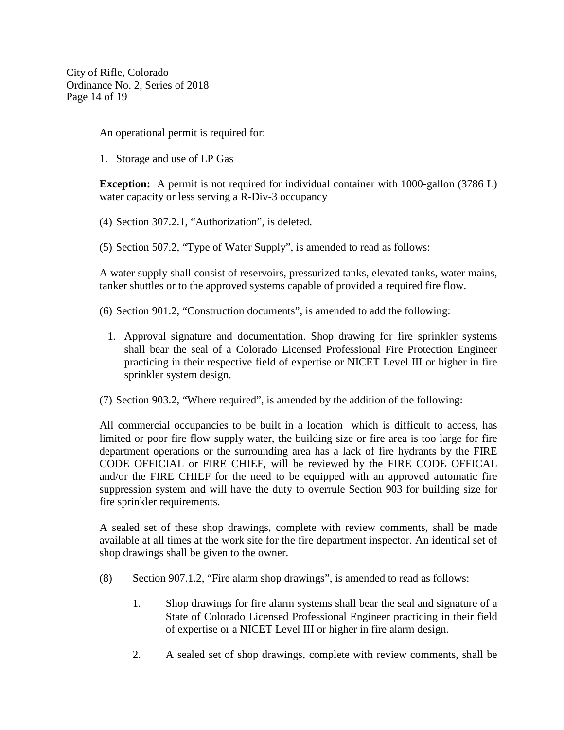An operational permit is required for:

1. Storage and use of LP Gas

**Exception:** A permit is not required for individual container with 1000-gallon (3786 L) water capacity or less serving a R-Div-3 occupancy

(4) Section 307.2.1, “Authorization”, is deleted.

(5) Section 507.2, “Type of Water Supply”, is amended to read as follows:

A water supply shall consist of reservoirs, pressurized tanks, elevated tanks, water mains, tanker shuttles or to the approved systems capable of provided a required fire flow.

(6) Section 901.2, “Construction documents”, is amended to add the following:

1. Approval signature and documentation. Shop drawing for fire sprinkler systems shall bear the seal of a Colorado Licensed Professional Fire Protection Engineer practicing in their respective field of expertise or NICET Level III or higher in fire sprinkler system design.

(7) Section 903.2, “Where required”, is amended by the addition of the following:

All commercial occupancies to be built in a location which is difficult to access, has limited or poor fire flow supply water, the building size or fire area is too large for fire department operations or the surrounding area has a lack of fire hydrants by the FIRE CODE OFFICIAL or FIRE CHIEF, will be reviewed by the FIRE CODE OFFICAL and/or the FIRE CHIEF for the need to be equipped with an approved automatic fire suppression system and will have the duty to overrule Section 903 for building size for fire sprinkler requirements.

A sealed set of these shop drawings, complete with review comments, shall be made available at all times at the work site for the fire department inspector. An identical set of shop drawings shall be given to the owner.

(8) Section 907.1.2, “Fire alarm shop drawings”, is amended to read as follows:

1. Shop drawings for fire alarm systems shall bear the seal and signature of a State of Colorado Licensed Professional Engineer practicing in their field of expertise or a NICET Level III or higher in fire alarm design.

2. A sealed set of shop drawings, complete with review comments, shall be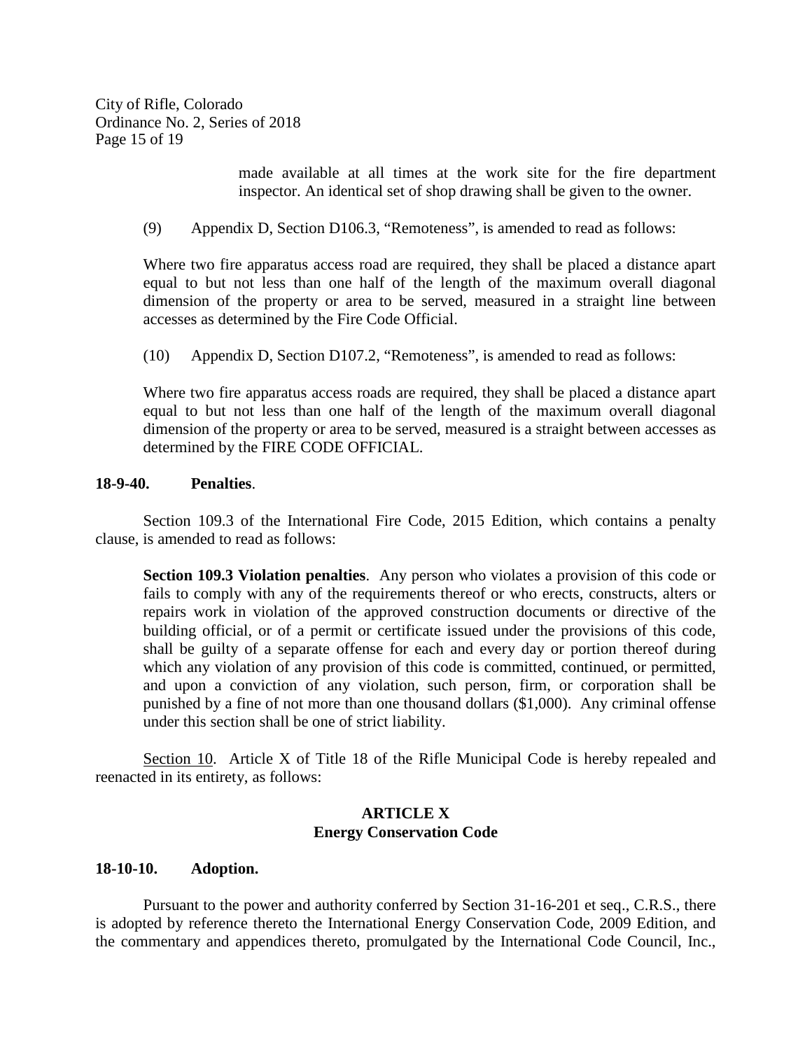made available at all times at the work site for the fire department inspector. An identical set of shop drawing shall be given to the owner.

(9) Appendix D, Section D106.3, "Remoteness", is amended to read as follows:

Where two fire apparatus access road are required, they shall be placed a distance apart equal to but not less than one half of the length of the maximum overall diagonal dimension of the property or area to be served, measured in a straight line between accesses as determined by the Fire Code Official.

(10) Appendix D, Section D107.2, "Remoteness", is amended to read as follows:

Where two fire apparatus access roads are required, they shall be placed a distance apart equal to but not less than one half of the length of the maximum overall diagonal dimension of the property or area to be served, measured is a straight between accesses as determined by the FIRE CODE OFFICIAL.

**18-9-40. Penalties**.

Section 109.3 of the International Fire Code, 2015 Edition, which contains a penalty clause, is amended to read as follows:

> **Section 109.3 Violation penalties**. Any person who violates a provision of this code or fails to comply with any of the requirements thereof or who erects, constructs, alters or repairs work in violation of the approved construction documents or directive of the building official, or of a permit or certificate issued under the provisions of this code, shall be guilty of a separate offense for each and every day or portion thereof during which any violation of any provision of this code is committed, continued, or permitted, and upon a conviction of any violation, such person, firm, or corporation shall be punished by a fine of not more than one thousand dollars ($1,000). Any criminal offense under this section shall be one of strict liability.

Section 10. Article X of Title 18 of the Rifle Municipal Code is hereby repealed and reenacted in its entirety, as follows:

## ARTICLE X
## Energy Conservation Code

**18-10-10. Adoption.**

Pursuant to the power and authority conferred by Section 31-16-201 et seq., C.R.S., there is adopted by reference thereto the International Energy Conservation Code, 2009 Edition, and the commentary and appendices thereto, promulgated by the International Code Council, Inc.,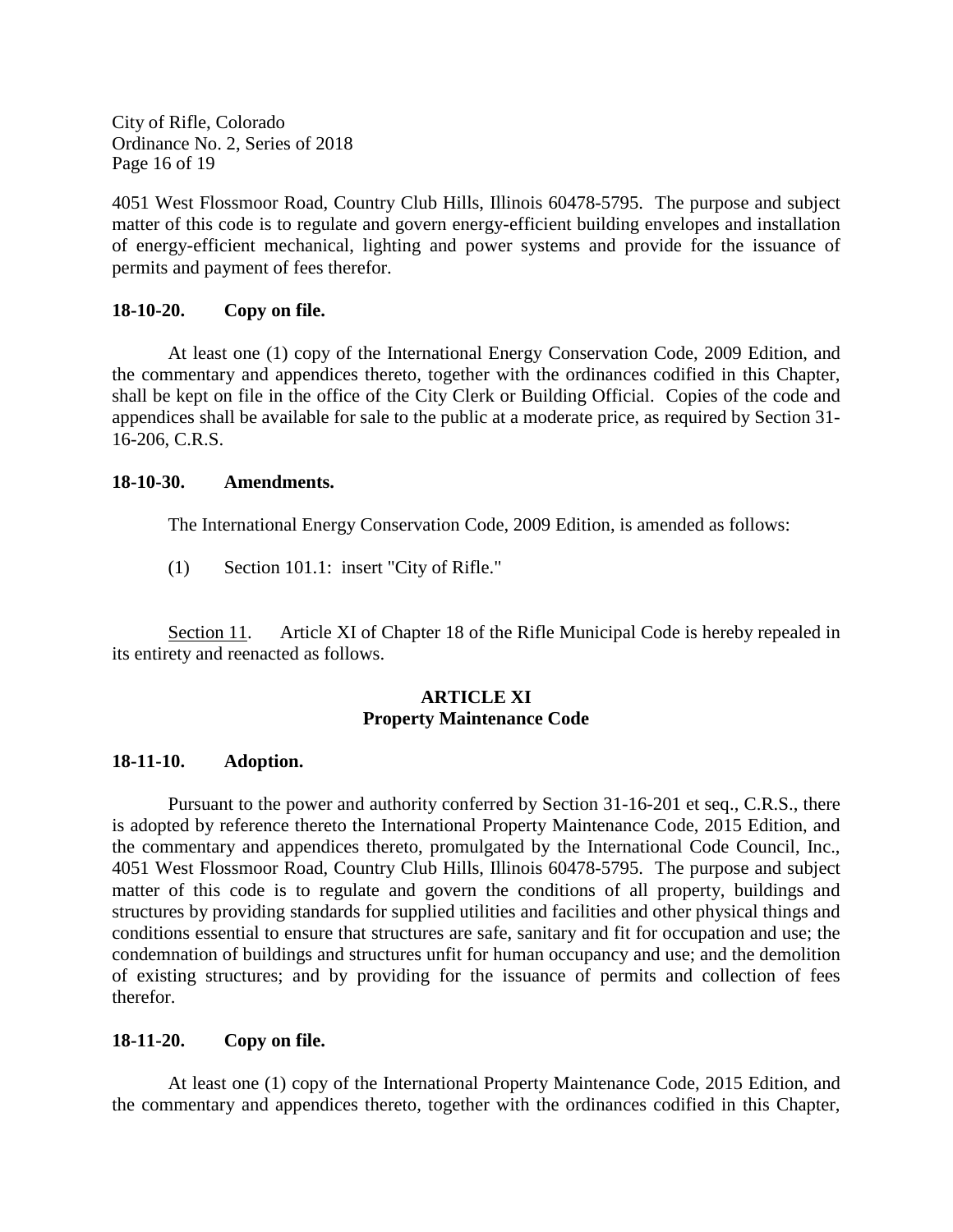4051 West Flossmoor Road, Country Club Hills, Illinois 60478-5795. The purpose and subject matter of this code is to regulate and govern energy-efficient building envelopes and installation of energy-efficient mechanical, lighting and power systems and provide for the issuance of permits and payment of fees therefor.

**18-10-20. Copy on file.**

At least one (1) copy of the International Energy Conservation Code, 2009 Edition, and the commentary and appendices thereto, together with the ordinances codified in this Chapter, shall be kept on file in the office of the City Clerk or Building Official. Copies of the code and appendices shall be available for sale to the public at a moderate price, as required by Section 31-16-206, C.R.S.

**18-10-30. Amendments.**

The International Energy Conservation Code, 2009 Edition, is amended as follows:

(1) Section 101.1: insert "City of Rifle."

Section 11. Article XI of Chapter 18 of the Rifle Municipal Code is hereby repealed in its entirety and reenacted as follows.

**ARTICLE XI**
**Property Maintenance Code**

**18-11-10. Adoption.**

Pursuant to the power and authority conferred by Section 31-16-201 et seq., C.R.S., there is adopted by reference thereto the International Property Maintenance Code, 2015 Edition, and the commentary and appendices thereto, promulgated by the International Code Council, Inc., 4051 West Flossmoor Road, Country Club Hills, Illinois 60478-5795. The purpose and subject matter of this code is to regulate and govern the conditions of all property, buildings and structures by providing standards for supplied utilities and facilities and other physical things and conditions essential to ensure that structures are safe, sanitary and fit for occupation and use; the condemnation of buildings and structures unfit for human occupancy and use; and the demolition of existing structures; and by providing for the issuance of permits and collection of fees therefor.

**18-11-20. Copy on file.**

At least one (1) copy of the International Property Maintenance Code, 2015 Edition, and the commentary and appendices thereto, together with the ordinances codified in this Chapter,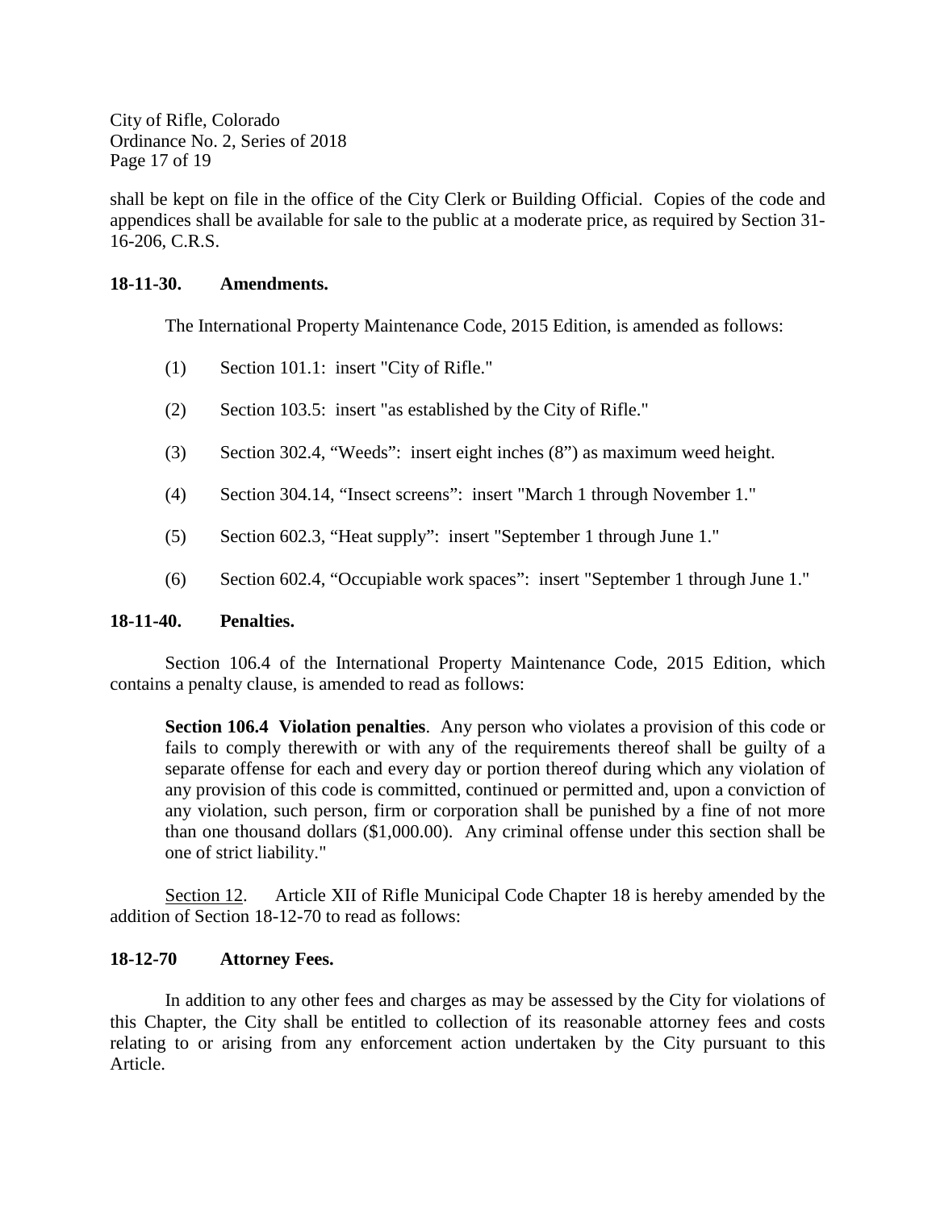shall be kept on file in the office of the City Clerk or Building Official. Copies of the code and appendices shall be available for sale to the public at a moderate price, as required by Section 31-16-206, C.R.S.

**18-11-30. Amendments.**

The International Property Maintenance Code, 2015 Edition, is amended as follows:

(1) Section 101.1: insert "City of Rifle."

(2) Section 103.5: insert "as established by the City of Rifle."

(3) Section 302.4, "Weeds": insert eight inches (8") as maximum weed height.

(4) Section 304.14, "Insect screens": insert "March 1 through November 1."

(5) Section 602.3, "Heat supply": insert "September 1 through June 1."

(6) Section 602.4, "Occupiable work spaces": insert "September 1 through June 1."

**18-11-40. Penalties.**

Section 106.4 of the International Property Maintenance Code, 2015 Edition, which contains a penalty clause, is amended to read as follows:

> **Section 106.4 Violation penalties**. Any person who violates a provision of this code or fails to comply therewith or with any of the requirements thereof shall be guilty of a separate offense for each and every day or portion thereof during which any violation of any provision of this code is committed, continued or permitted and, upon a conviction of any violation, such person, firm or corporation shall be punished by a fine of not more than one thousand dollars ($1,000.00). Any criminal offense under this section shall be one of strict liability."

Section 12. Article XII of Rifle Municipal Code Chapter 18 is hereby amended by the addition of Section 18-12-70 to read as follows:

**18-12-70 Attorney Fees.**

In addition to any other fees and charges as may be assessed by the City for violations of this Chapter, the City shall be entitled to collection of its reasonable attorney fees and costs relating to or arising from any enforcement action undertaken by the City pursuant to this Article.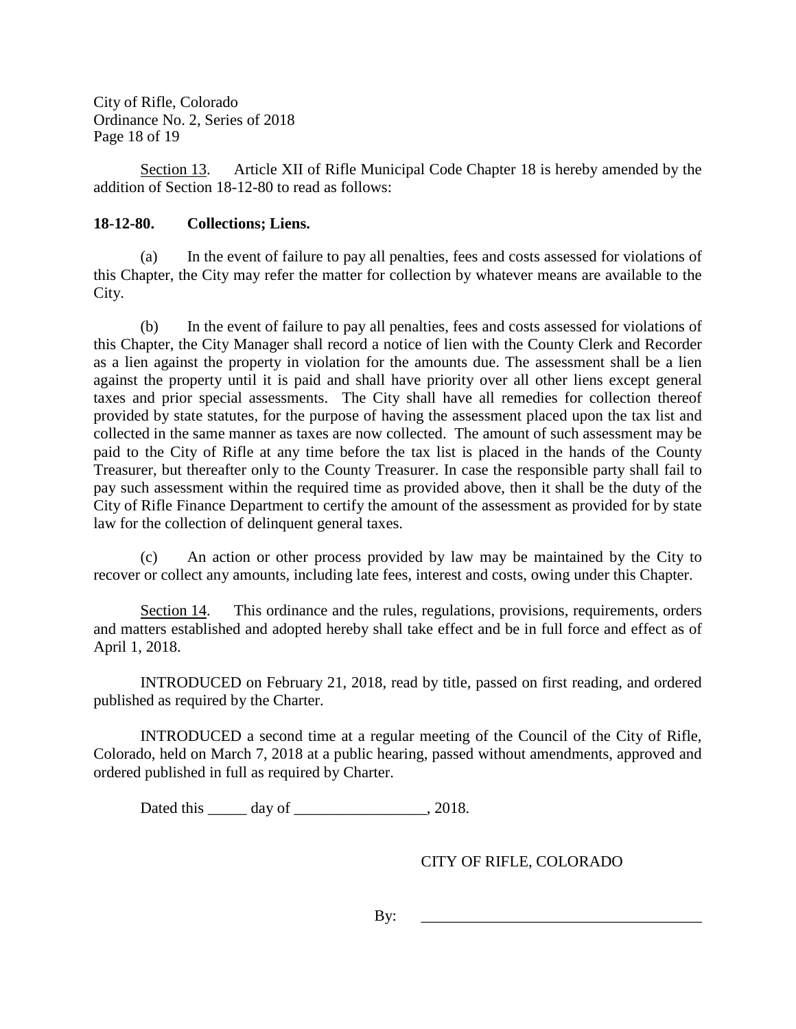Section 13. Article XII of Rifle Municipal Code Chapter 18 is hereby amended by the addition of Section 18-12-80 to read as follows:

**18-12-80. Collections; Liens.**

(a) In the event of failure to pay all penalties, fees and costs assessed for violations of this Chapter, the City may refer the matter for collection by whatever means are available to the City.

(b) In the event of failure to pay all penalties, fees and costs assessed for violations of this Chapter, the City Manager shall record a notice of lien with the County Clerk and Recorder as a lien against the property in violation for the amounts due. The assessment shall be a lien against the property until it is paid and shall have priority over all other liens except general taxes and prior special assessments. The City shall have all remedies for collection thereof provided by state statutes, for the purpose of having the assessment placed upon the tax list and collected in the same manner as taxes are now collected. The amount of such assessment may be paid to the City of Rifle at any time before the tax list is placed in the hands of the County Treasurer, but thereafter only to the County Treasurer. In case the responsible party shall fail to pay such assessment within the required time as provided above, then it shall be the duty of the City of Rifle Finance Department to certify the amount of the assessment as provided for by state law for the collection of delinquent general taxes.

(c) An action or other process provided by law may be maintained by the City to recover or collect any amounts, including late fees, interest and costs, owing under this Chapter.

Section 14. This ordinance and the rules, regulations, provisions, requirements, orders and matters established and adopted hereby shall take effect and be in full force and effect as of April 1, 2018.

INTRODUCED on February 21, 2018, read by title, passed on first reading, and ordered published as required by the Charter.

INTRODUCED a second time at a regular meeting of the Council of the City of Rifle, Colorado, held on March 7, 2018 at a public hearing, passed without amendments, approved and ordered published in full as required by Charter.

Dated this _____ day of _________________, 2018.

CITY OF RIFLE, COLORADO

By: _____________________________________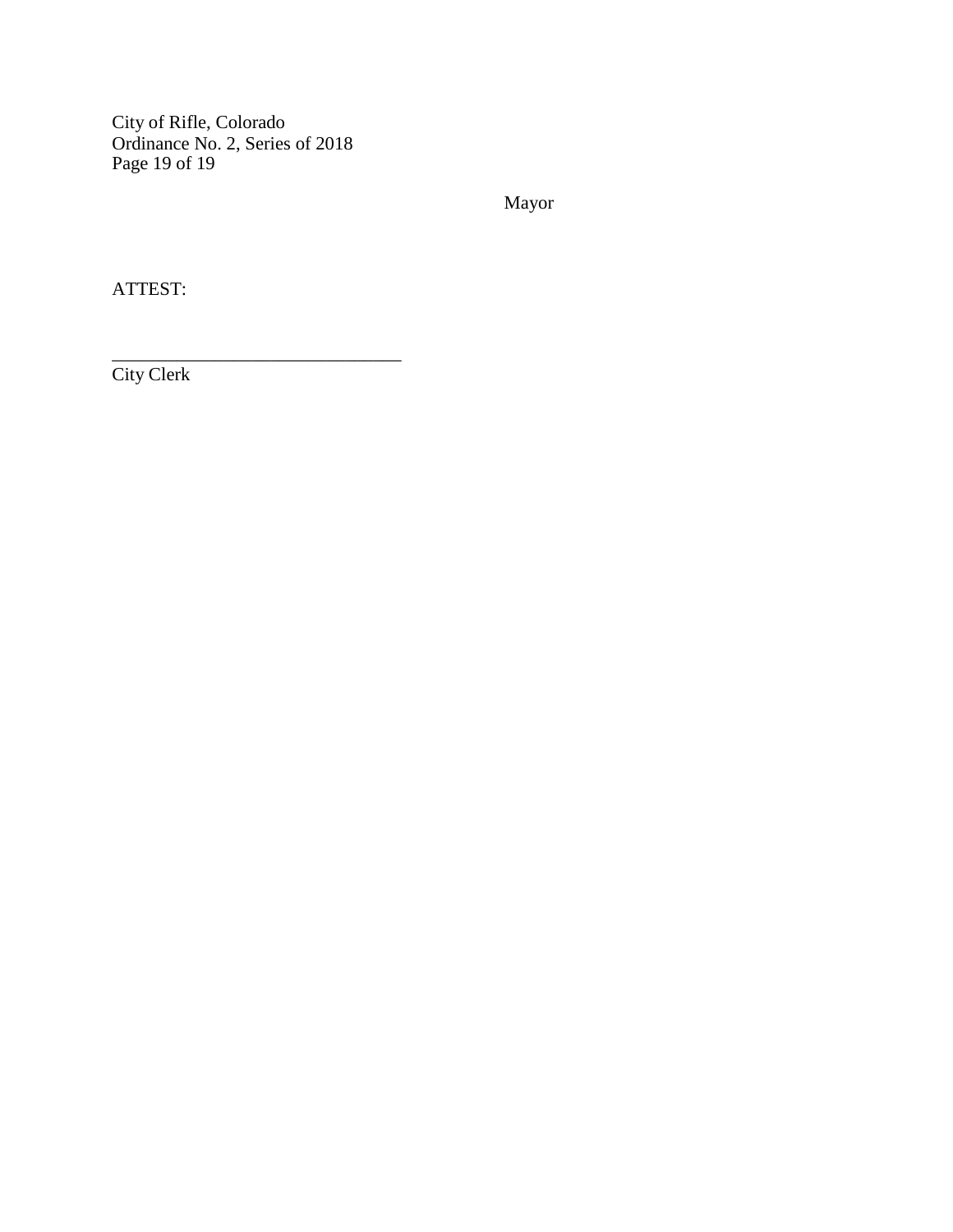Mayor

ATTEST:

________________________________
City Clerk